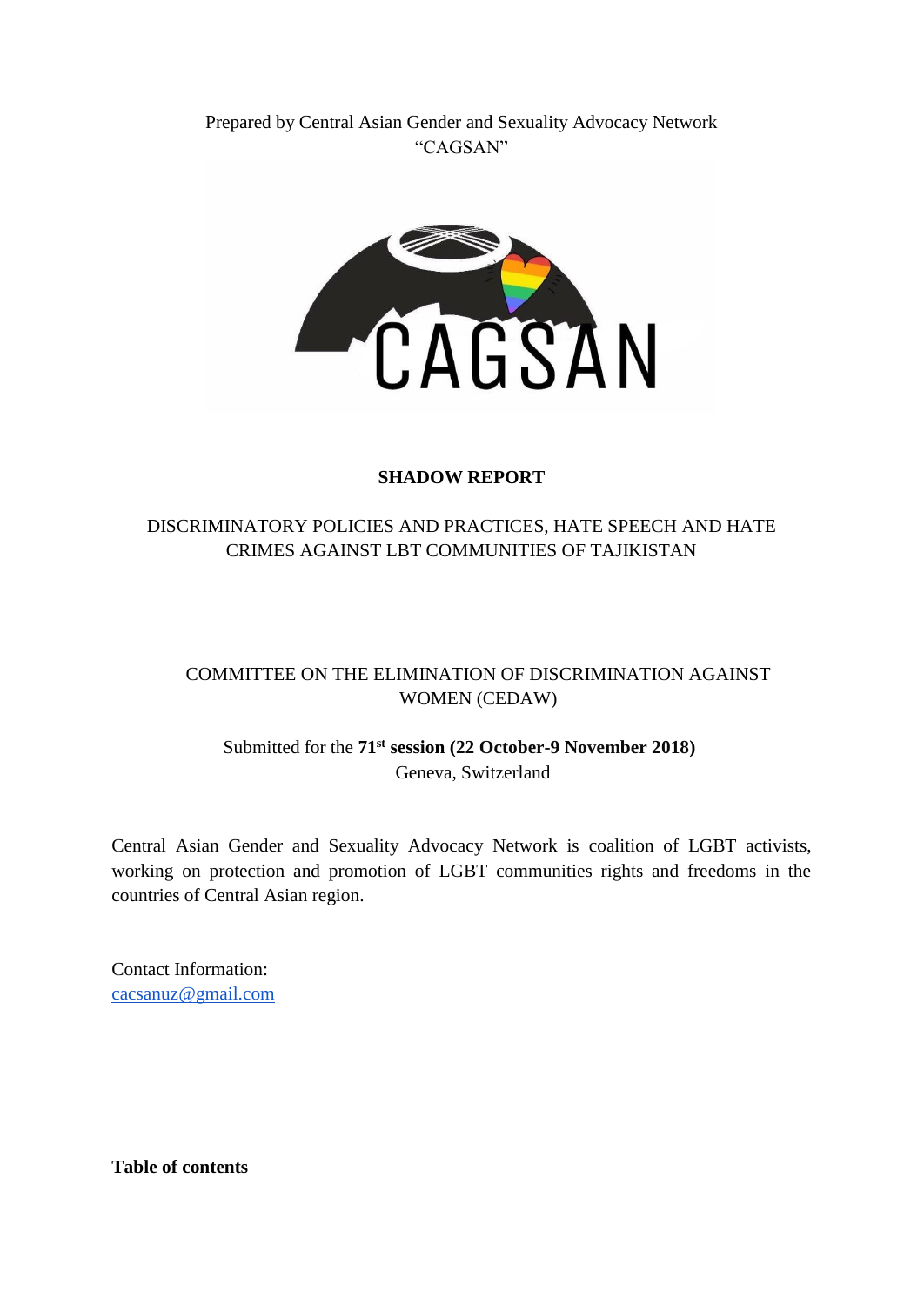Prepared by Central Asian Gender and Sexuality Advocacy Network "CAGSAN"

**SHADOW REPORT**

DISCRIMINATORY POLICIES AND PRACTICES, HATE SPEECH AND HATE CRIMES AGAINST LBT COMMUNITIES OF TAJIKISTAN

COMMITTEE ON THE ELIMINATION OF DISCRIMINATION AGAINST WOMEN (CEDAW)

Submitted for the **71st session (22 October-9 November 2018)**
Geneva, Switzerland

Central Asian Gender and Sexuality Advocacy Network is coalition of LGBT activists, working on protection and promotion of LGBT communities rights and freedoms in the countries of Central Asian region.

Contact Information:
cacsanuz@gmail.com

**Table of contents**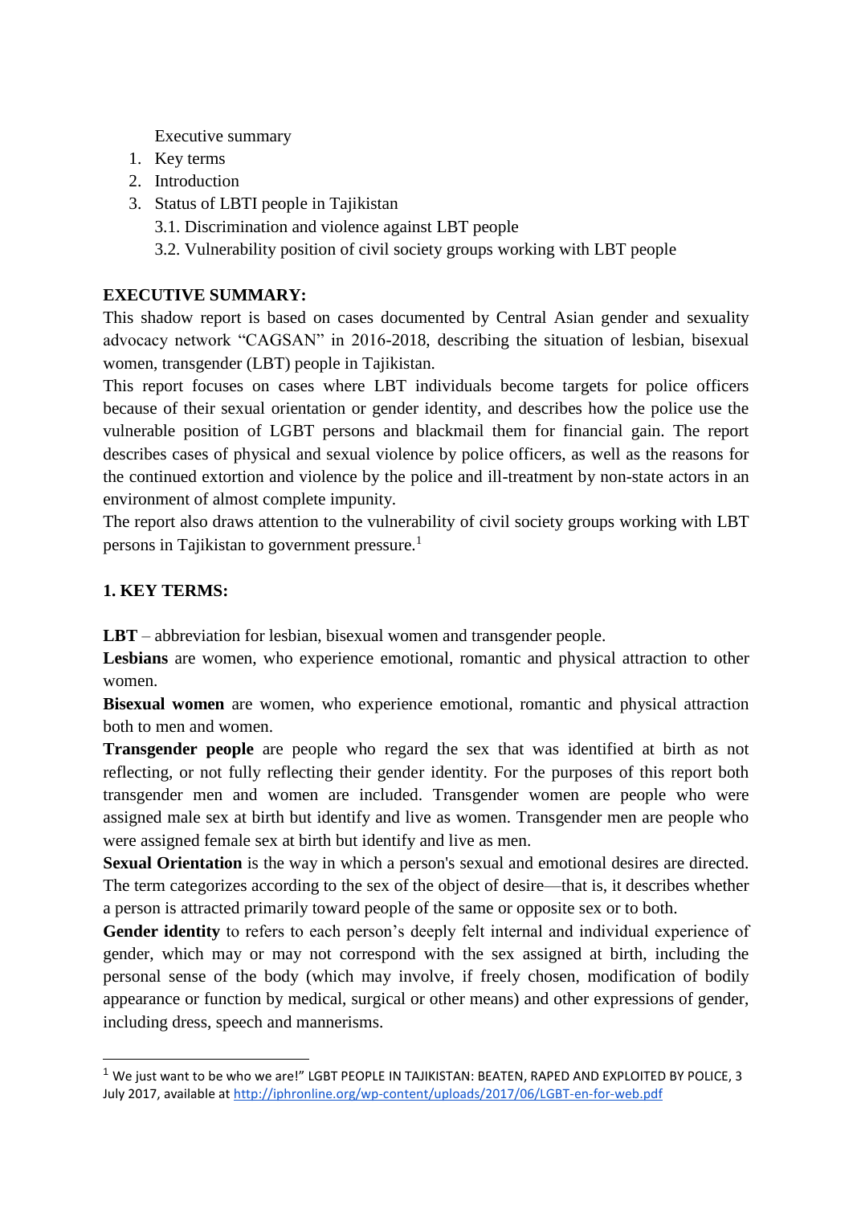Executive summary

1. Key terms
2. Introduction
3. Status of LBTI people in Tajikistan
   3.1. Discrimination and violence against LBT people
   3.2. Vulnerability position of civil society groups working with LBT people

**EXECUTIVE SUMMARY:**

This shadow report is based on cases documented by Central Asian gender and sexuality advocacy network "CAGSAN" in 2016-2018, describing the situation of lesbian, bisexual women, transgender (LBT) people in Tajikistan.

This report focuses on cases where LBT individuals become targets for police officers because of their sexual orientation or gender identity, and describes how the police use the vulnerable position of LGBT persons and blackmail them for financial gain. The report describes cases of physical and sexual violence by police officers, as well as the reasons for the continued extortion and violence by the police and ill-treatment by non-state actors in an environment of almost complete impunity.

The report also draws attention to the vulnerability of civil society groups working with LBT persons in Tajikistan to government pressure.[1]

**1. KEY TERMS:**

**LBT** – abbreviation for lesbian, bisexual women and transgender people.

**Lesbians** are women, who experience emotional, romantic and physical attraction to other women.

**Bisexual women** are women, who experience emotional, romantic and physical attraction both to men and women.

**Transgender people** are people who regard the sex that was identified at birth as not reflecting, or not fully reflecting their gender identity. For the purposes of this report both transgender men and women are included. Transgender women are people who were assigned male sex at birth but identify and live as women. Transgender men are people who were assigned female sex at birth but identify and live as men.

**Sexual Orientation** is the way in which a person's sexual and emotional desires are directed. The term categorizes according to the sex of the object of desire—that is, it describes whether a person is attracted primarily toward people of the same or opposite sex or to both.

**Gender identity** to refers to each person's deeply felt internal and individual experience of gender, which may or may not correspond with the sex assigned at birth, including the personal sense of the body (which may involve, if freely chosen, modification of bodily appearance or function by medical, surgical or other means) and other expressions of gender, including dress, speech and mannerisms.

---

[1] We just want to be who we are!" LGBT PEOPLE IN TAJIKISTAN: BEATEN, RAPED AND EXPLOITED BY POLICE, 3 July 2017, available at http://iphronline.org/wp-content/uploads/2017/06/LGBT-en-for-web.pdf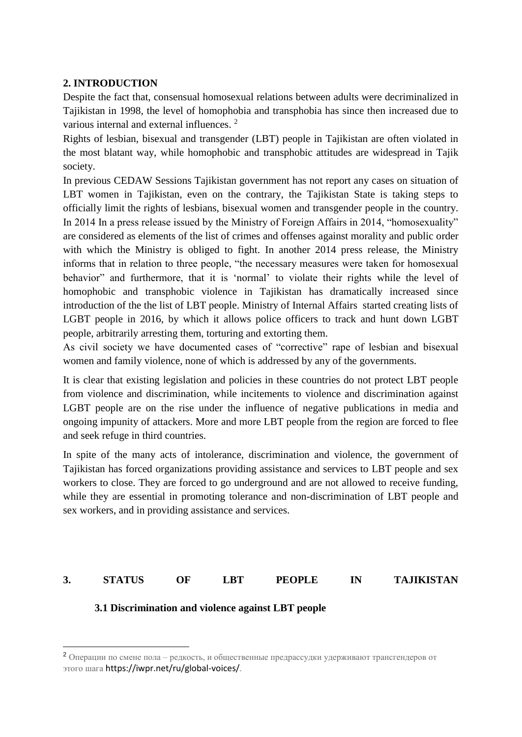## 2. INTRODUCTION

Despite the fact that, consensual homosexual relations between adults were decriminalized in Tajikistan in 1998, the level of homophobia and transphobia has since then increased due to various internal and external influences. [2]

Rights of lesbian, bisexual and transgender (LBT) people in Tajikistan are often violated in the most blatant way, while homophobic and transphobic attitudes are widespread in Tajik society.

In previous CEDAW Sessions Tajikistan government has not report any cases on situation of LBT women in Tajikistan, even on the contrary, the Tajikistan State is taking steps to officially limit the rights of lesbians, bisexual women and transgender people in the country. In 2014 In a press release issued by the Ministry of Foreign Affairs in 2014, "homosexuality" are considered as elements of the list of crimes and offenses against morality and public order with which the Ministry is obliged to fight. In another 2014 press release, the Ministry informs that in relation to three people, "the necessary measures were taken for homosexual behavior" and furthermore, that it is 'normal' to violate their rights while the level of homophobic and transphobic violence in Tajikistan has dramatically increased since introduction of the the list of LBT people. Ministry of Internal Affairs started creating lists of LGBT people in 2016, by which it allows police officers to track and hunt down LGBT people, arbitrarily arresting them, torturing and extorting them.

As civil society we have documented cases of "corrective" rape of lesbian and bisexual women and family violence, none of which is addressed by any of the governments.

It is clear that existing legislation and policies in these countries do not protect LBT people from violence and discrimination, while incitements to violence and discrimination against LGBT people are on the rise under the influence of negative publications in media and ongoing impunity of attackers. More and more LBT people from the region are forced to flee and seek refuge in third countries.

In spite of the many acts of intolerance, discrimination and violence, the government of Tajikistan has forced organizations providing assistance and services to LBT people and sex workers to close. They are forced to go underground and are not allowed to receive funding, while they are essential in promoting tolerance and non-discrimination of LBT people and sex workers, and in providing assistance and services.

## 3. STATUS OF LBT PEOPLE IN TAJIKISTAN

### 3.1 Discrimination and violence against LBT people

---

[2] Операции по смене пола – редкость, и общественные предрассудки удерживают трансгендеров от этого шага https://iwpr.net/ru/global-voices/.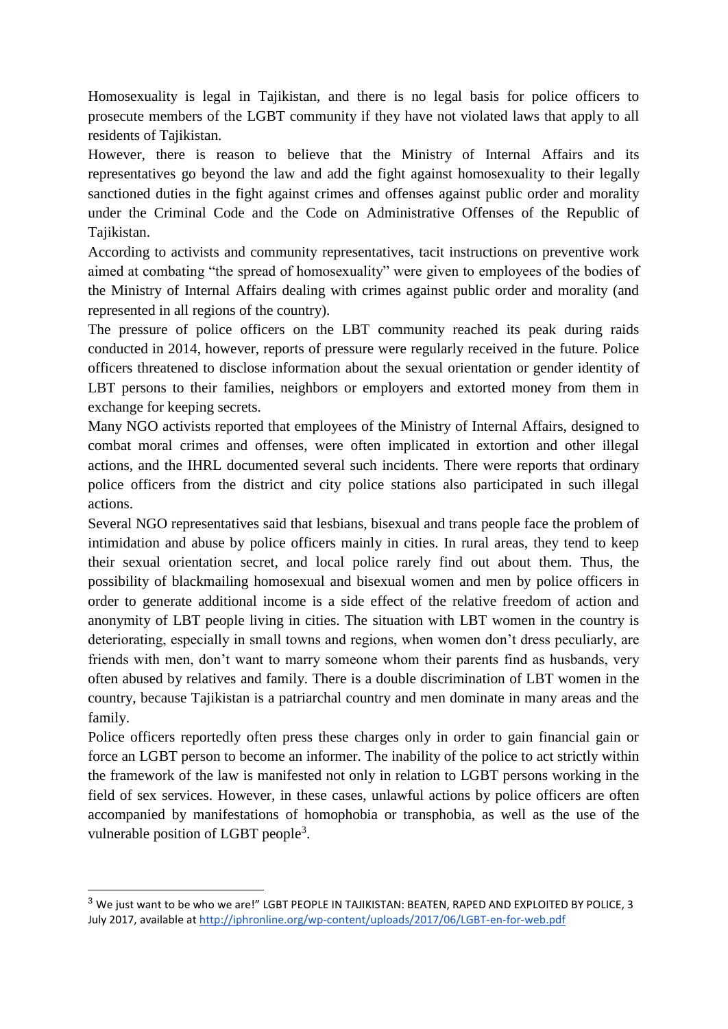Homosexuality is legal in Tajikistan, and there is no legal basis for police officers to prosecute members of the LGBT community if they have not violated laws that apply to all residents of Tajikistan.

However, there is reason to believe that the Ministry of Internal Affairs and its representatives go beyond the law and add the fight against homosexuality to their legally sanctioned duties in the fight against crimes and offenses against public order and morality under the Criminal Code and the Code on Administrative Offenses of the Republic of Tajikistan.

According to activists and community representatives, tacit instructions on preventive work aimed at combating "the spread of homosexuality" were given to employees of the bodies of the Ministry of Internal Affairs dealing with crimes against public order and morality (and represented in all regions of the country).

The pressure of police officers on the LBT community reached its peak during raids conducted in 2014, however, reports of pressure were regularly received in the future. Police officers threatened to disclose information about the sexual orientation or gender identity of LBT persons to their families, neighbors or employers and extorted money from them in exchange for keeping secrets.

Many NGO activists reported that employees of the Ministry of Internal Affairs, designed to combat moral crimes and offenses, were often implicated in extortion and other illegal actions, and the IHRL documented several such incidents. There were reports that ordinary police officers from the district and city police stations also participated in such illegal actions.

Several NGO representatives said that lesbians, bisexual and trans people face the problem of intimidation and abuse by police officers mainly in cities. In rural areas, they tend to keep their sexual orientation secret, and local police rarely find out about them. Thus, the possibility of blackmailing homosexual and bisexual women and men by police officers in order to generate additional income is a side effect of the relative freedom of action and anonymity of LBT people living in cities. The situation with LBT women in the country is deteriorating, especially in small towns and regions, when women don't dress peculiarly, are friends with men, don't want to marry someone whom their parents find as husbands, very often abused by relatives and family. There is a double discrimination of LBT women in the country, because Tajikistan is a patriarchal country and men dominate in many areas and the family.

Police officers reportedly often press these charges only in order to gain financial gain or force an LGBT person to become an informer. The inability of the police to act strictly within the framework of the law is manifested not only in relation to LGBT persons working in the field of sex services. However, in these cases, unlawful actions by police officers are often accompanied by manifestations of homophobia or transphobia, as well as the use of the vulnerable position of LGBT people[3].

---

[3] We just want to be who we are!" LGBT PEOPLE IN TAJIKISTAN: BEATEN, RAPED AND EXPLOITED BY POLICE, 3 July 2017, available at http://iphronline.org/wp-content/uploads/2017/06/LGBT-en-for-web.pdf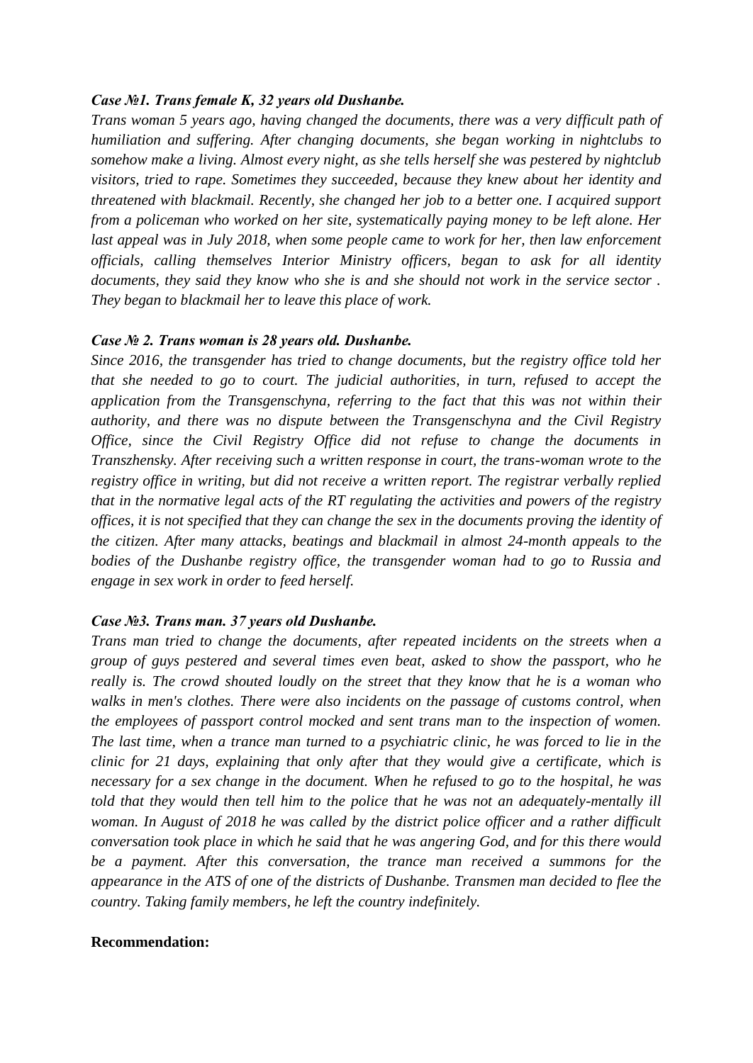***Case №1. Trans female K, 32 years old Dushanbe.***

*Trans woman 5 years ago, having changed the documents, there was a very difficult path of humiliation and suffering. After changing documents, she began working in nightclubs to somehow make a living. Almost every night, as she tells herself she was pestered by nightclub visitors, tried to rape. Sometimes they succeeded, because they knew about her identity and threatened with blackmail. Recently, she changed her job to a better one. I acquired support from a policeman who worked on her site, systematically paying money to be left alone. Her last appeal was in July 2018, when some people came to work for her, then law enforcement officials, calling themselves Interior Ministry officers, began to ask for all identity documents, they said they know who she is and she should not work in the service sector . They began to blackmail her to leave this place of work.*

***Case № 2. Trans woman is 28 years old. Dushanbe.***

*Since 2016, the transgender has tried to change documents, but the registry office told her that she needed to go to court. The judicial authorities, in turn, refused to accept the application from the Transgenschyna, referring to the fact that this was not within their authority, and there was no dispute between the Transgenschyna and the Civil Registry Office, since the Civil Registry Office did not refuse to change the documents in Transzhensky. After receiving such a written response in court, the trans-woman wrote to the registry office in writing, but did not receive a written report. The registrar verbally replied that in the normative legal acts of the RT regulating the activities and powers of the registry offices, it is not specified that they can change the sex in the documents proving the identity of the citizen. After many attacks, beatings and blackmail in almost 24-month appeals to the bodies of the Dushanbe registry office, the transgender woman had to go to Russia and engage in sex work in order to feed herself.*

***Case №3. Trans man. 37 years old Dushanbe.***

*Trans man tried to change the documents, after repeated incidents on the streets when a group of guys pestered and several times even beat, asked to show the passport, who he really is. The crowd shouted loudly on the street that they know that he is a woman who walks in men's clothes. There were also incidents on the passage of customs control, when the employees of passport control mocked and sent trans man to the inspection of women. The last time, when a trance man turned to a psychiatric clinic, he was forced to lie in the clinic for 21 days, explaining that only after that they would give a certificate, which is necessary for a sex change in the document. When he refused to go to the hospital, he was told that they would then tell him to the police that he was not an adequately-mentally ill woman. In August of 2018 he was called by the district police officer and a rather difficult conversation took place in which he said that he was angering God, and for this there would be a payment. After this conversation, the trance man received a summons for the appearance in the ATS of one of the districts of Dushanbe. Transmen man decided to flee the country. Taking family members, he left the country indefinitely.*

**Recommendation:**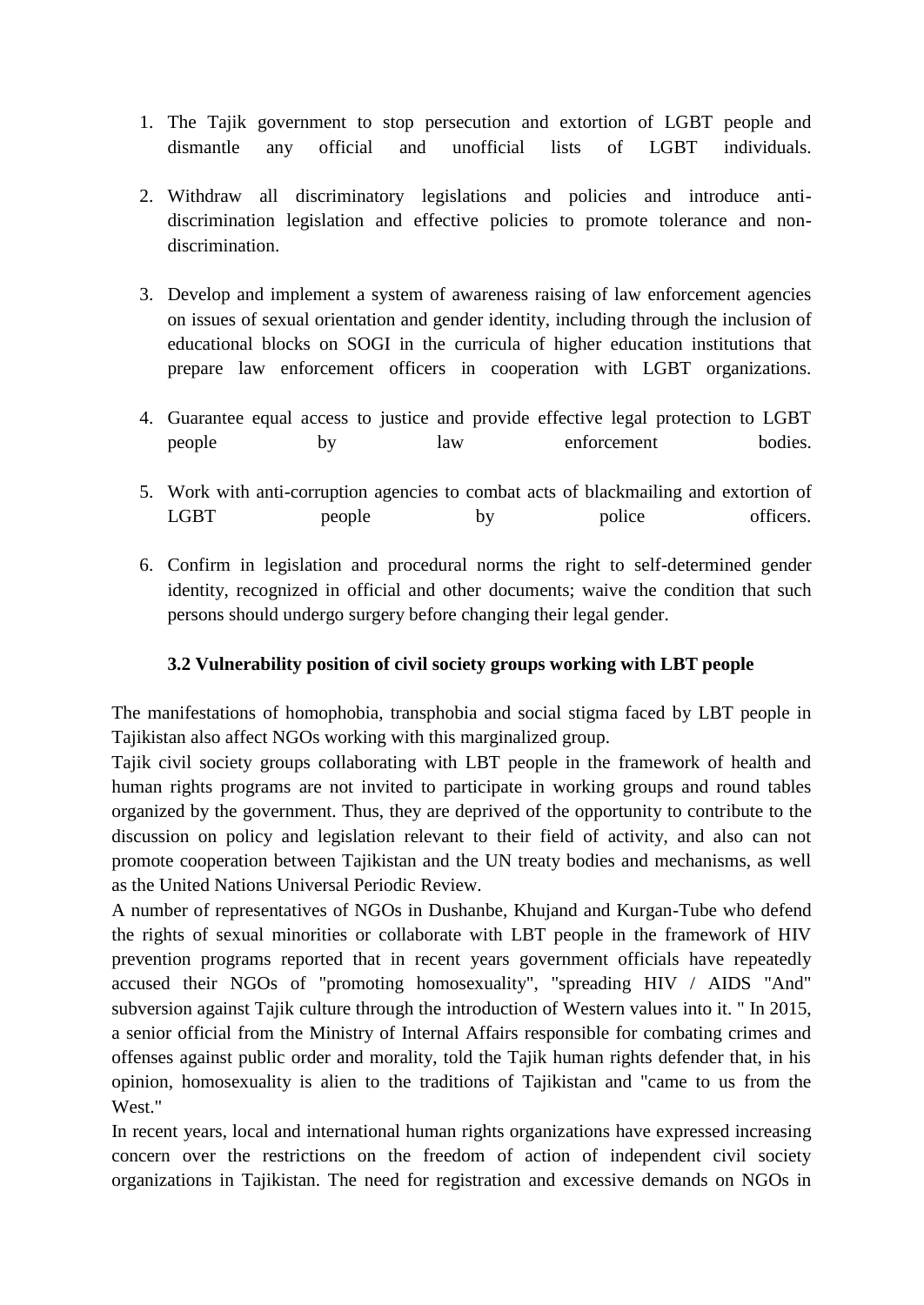1. The Tajik government to stop persecution and extortion of LGBT people and dismantle any official and unofficial lists of LGBT individuals.

2. Withdraw all discriminatory legislations and policies and introduce anti-discrimination legislation and effective policies to promote tolerance and non-discrimination.

3. Develop and implement a system of awareness raising of law enforcement agencies on issues of sexual orientation and gender identity, including through the inclusion of educational blocks on SOGI in the curricula of higher education institutions that prepare law enforcement officers in cooperation with LGBT organizations.

4. Guarantee equal access to justice and provide effective legal protection to LGBT people by law enforcement bodies.

5. Work with anti-corruption agencies to combat acts of blackmailing and extortion of LGBT people by police officers.

6. Confirm in legislation and procedural norms the right to self-determined gender identity, recognized in official and other documents; waive the condition that such persons should undergo surgery before changing their legal gender.

### 3.2 Vulnerability position of civil society groups working with LBT people

The manifestations of homophobia, transphobia and social stigma faced by LBT people in Tajikistan also affect NGOs working with this marginalized group.

Tajik civil society groups collaborating with LBT people in the framework of health and human rights programs are not invited to participate in working groups and round tables organized by the government. Thus, they are deprived of the opportunity to contribute to the discussion on policy and legislation relevant to their field of activity, and also can not promote cooperation between Tajikistan and the UN treaty bodies and mechanisms, as well as the United Nations Universal Periodic Review.

A number of representatives of NGOs in Dushanbe, Khujand and Kurgan-Tube who defend the rights of sexual minorities or collaborate with LBT people in the framework of HIV prevention programs reported that in recent years government officials have repeatedly accused their NGOs of "promoting homosexuality", "spreading HIV / AIDS "And" subversion against Tajik culture through the introduction of Western values into it. " In 2015, a senior official from the Ministry of Internal Affairs responsible for combating crimes and offenses against public order and morality, told the Tajik human rights defender that, in his opinion, homosexuality is alien to the traditions of Tajikistan and "came to us from the West."

In recent years, local and international human rights organizations have expressed increasing concern over the restrictions on the freedom of action of independent civil society organizations in Tajikistan. The need for registration and excessive demands on NGOs in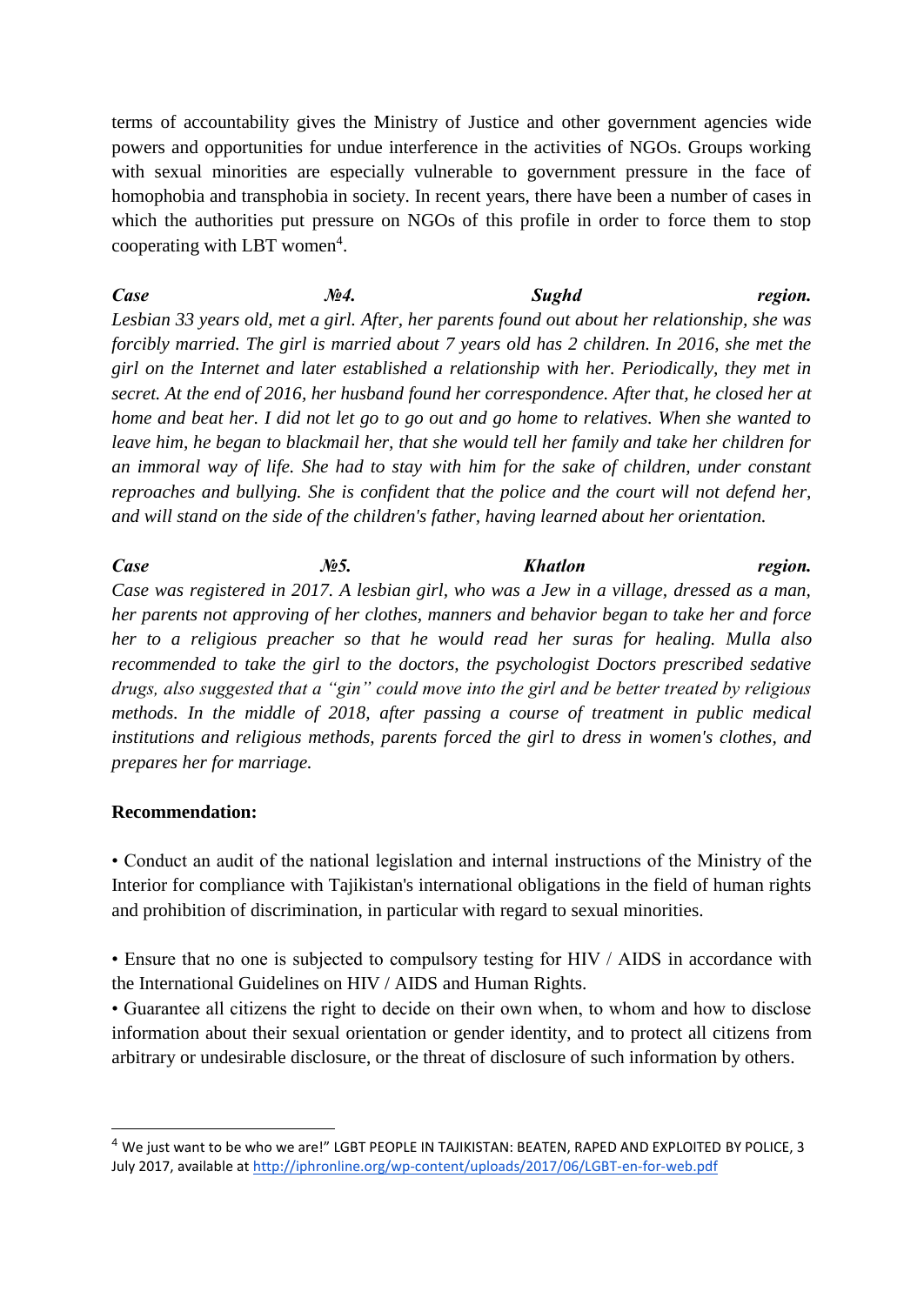terms of accountability gives the Ministry of Justice and other government agencies wide powers and opportunities for undue interference in the activities of NGOs. Groups working with sexual minorities are especially vulnerable to government pressure in the face of homophobia and transphobia in society. In recent years, there have been a number of cases in which the authorities put pressure on NGOs of this profile in order to force them to stop cooperating with LBT women[4].

***Case №4. Sughd region.*** *Lesbian 33 years old, met a girl. After, her parents found out about her relationship, she was forcibly married. The girl is married about 7 years old has 2 children. In 2016, she met the girl on the Internet and later established a relationship with her. Periodically, they met in secret. At the end of 2016, her husband found her correspondence. After that, he closed her at home and beat her. I did not let go to go out and go home to relatives. When she wanted to leave him, he began to blackmail her, that she would tell her family and take her children for an immoral way of life. She had to stay with him for the sake of children, under constant reproaches and bullying. She is confident that the police and the court will not defend her, and will stand on the side of the children's father, having learned about her orientation.*

***Case №5. Khatlon region.*** *Case was registered in 2017. A lesbian girl, who was a Jew in a village, dressed as a man, her parents not approving of her clothes, manners and behavior began to take her and force her to a religious preacher so that he would read her suras for healing. Mulla also recommended to take the girl to the doctors, the psychologist Doctors prescribed sedative drugs, also suggested that a "gin" could move into the girl and be better treated by religious methods. In the middle of 2018, after passing a course of treatment in public medical institutions and religious methods, parents forced the girl to dress in women's clothes, and prepares her for marriage.*

**Recommendation:**

- Conduct an audit of the national legislation and internal instructions of the Ministry of the Interior for compliance with Tajikistan's international obligations in the field of human rights and prohibition of discrimination, in particular with regard to sexual minorities.
- Ensure that no one is subjected to compulsory testing for HIV / AIDS in accordance with the International Guidelines on HIV / AIDS and Human Rights.
- Guarantee all citizens the right to decide on their own when, to whom and how to disclose information about their sexual orientation or gender identity, and to protect all citizens from arbitrary or undesirable disclosure, or the threat of disclosure of such information by others.

---

[4] We just want to be who we are!" LGBT PEOPLE IN TAJIKISTAN: BEATEN, RAPED AND EXPLOITED BY POLICE, 3 July 2017, available at http://iphronline.org/wp-content/uploads/2017/06/LGBT-en-for-web.pdf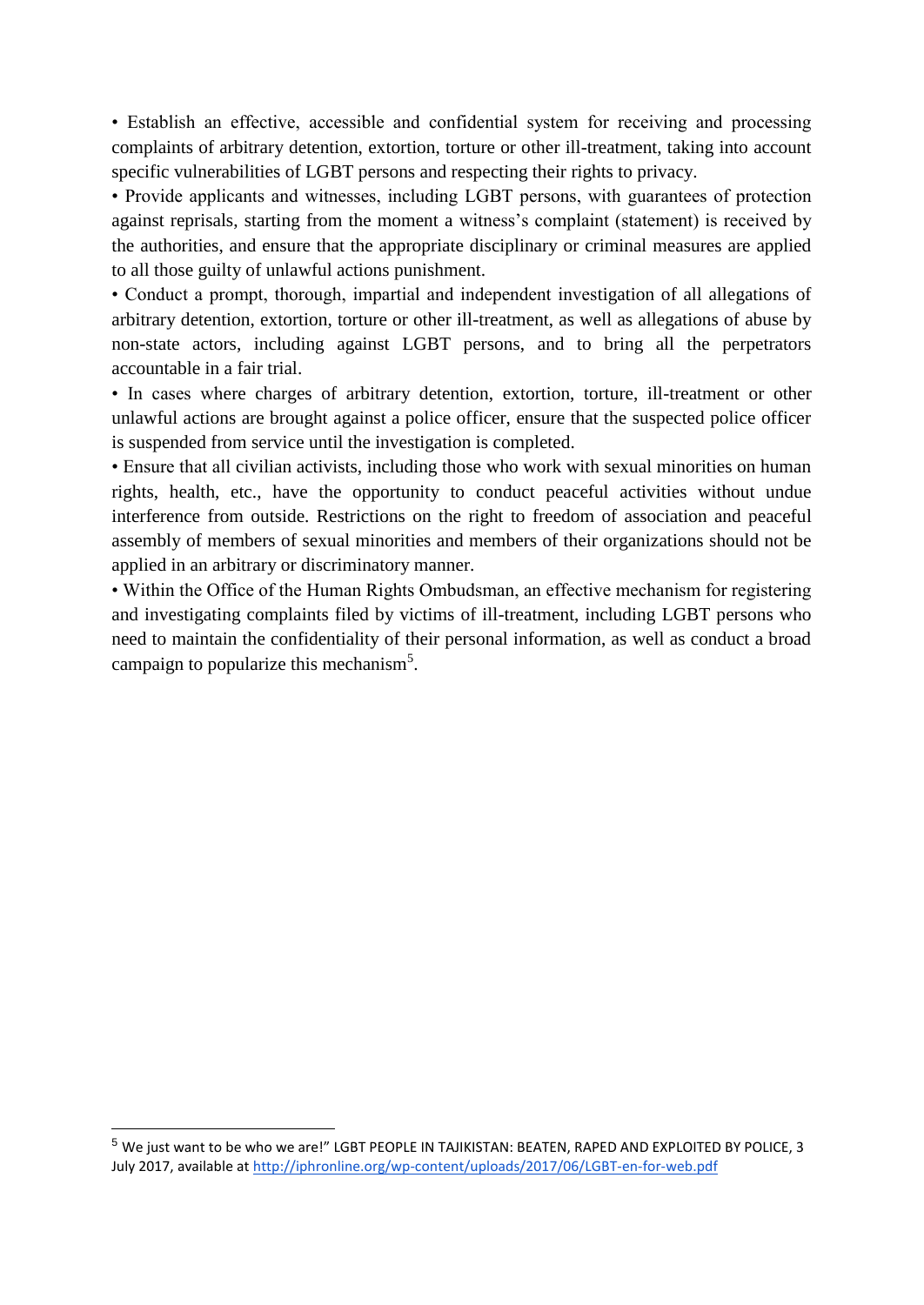- Establish an effective, accessible and confidential system for receiving and processing complaints of arbitrary detention, extortion, torture or other ill-treatment, taking into account specific vulnerabilities of LGBT persons and respecting their rights to privacy.
- Provide applicants and witnesses, including LGBT persons, with guarantees of protection against reprisals, starting from the moment a witness's complaint (statement) is received by the authorities, and ensure that the appropriate disciplinary or criminal measures are applied to all those guilty of unlawful actions punishment.
- Conduct a prompt, thorough, impartial and independent investigation of all allegations of arbitrary detention, extortion, torture or other ill-treatment, as well as allegations of abuse by non-state actors, including against LGBT persons, and to bring all the perpetrators accountable in a fair trial.
- In cases where charges of arbitrary detention, extortion, torture, ill-treatment or other unlawful actions are brought against a police officer, ensure that the suspected police officer is suspended from service until the investigation is completed.
- Ensure that all civilian activists, including those who work with sexual minorities on human rights, health, etc., have the opportunity to conduct peaceful activities without undue interference from outside. Restrictions on the right to freedom of association and peaceful assembly of members of sexual minorities and members of their organizations should not be applied in an arbitrary or discriminatory manner.
- Within the Office of the Human Rights Ombudsman, an effective mechanism for registering and investigating complaints filed by victims of ill-treatment, including LGBT persons who need to maintain the confidentiality of their personal information, as well as conduct a broad campaign to popularize this mechanism[5].

---

[5] We just want to be who we are!" LGBT PEOPLE IN TAJIKISTAN: BEATEN, RAPED AND EXPLOITED BY POLICE, 3 July 2017, available at http://iphronline.org/wp-content/uploads/2017/06/LGBT-en-for-web.pdf